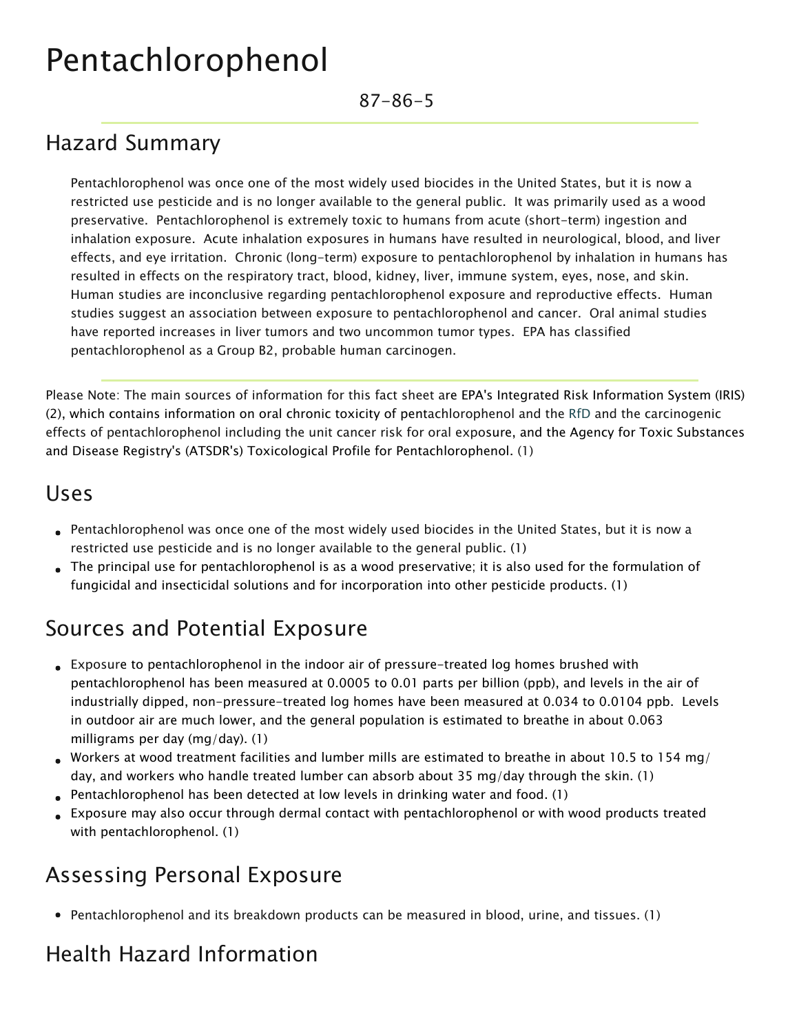# Pentachlorophenol

87-86-5

## Hazard Summary

Pentachlorophenol was once one of the most widely used biocides in the United States, but it is now a restricted use pesticide and is no longer available to the general public. It was primarily used as a wood preservative. Pentachlorophenol is extremely toxic to humans from acute (short-term) ingestion and inhalation exposure. Acute inhalation exposures in humans have resulted in neurological, blood, and liver effects, and eye irritation. Chronic (long-term) exposure to pentachlorophenol by inhalation in humans has resulted in effects on the respiratory tract, blood, kidney, liver, immune system, eyes, nose, and skin. Human studies are inconclusive regarding pentachlorophenol exposure and reproductive effects. Human studies suggest an association between exposure to pentachlorophenol and cancer. Oral animal studies have reported increases in liver tumors and two uncommon tumor types. EPA has classified pentachlorophenol as a Group B2, probable human carcinogen.

Please Note: The main sources of information for this fact sheet are EPA's Integrated Risk Information System (IRIS) (2), which contains information on oral chronic toxicity of pentachlorophenol and the RfD and the carcinogenic effects of pentachlorophenol including the unit cancer risk for oral exposure, and the Agency for Toxic Substances and Disease Registry's (ATSDR's) Toxicological Profile for Pentachlorophenol. (1)

## Uses

- Pentachlorophenol was once one of the most widely used biocides in the United States, but it is now a restricted use pesticide and is no longer available to the general public. (1)
- The principal use for pentachlorophenol is as a wood preservative; it is also used for the formulation of fungicidal and insecticidal solutions and for incorporation into other pesticide products. (1)

## Sources and Potential Exposure

- Exposure to pentachlorophenol in the indoor air of pressure-treated log homes brushed with pentachlorophenol has been measured at 0.0005 to 0.01 parts per billion (ppb), and levels in the air of industrially dipped, non-pressure-treated log homes have been measured at 0.034 to 0.0104 ppb. Levels in outdoor air are much lower, and the general population is estimated to breathe in about 0.063 milligrams per day (mg/day). (1)
- Workers at wood treatment facilities and lumber mills are estimated to breathe in about 10.5 to 154 mg/day, and workers who handle treated lumber can absorb about 35 mg/day through the skin. (1)
- Pentachlorophenol has been detected at low levels in drinking water and food. (1)
- Exposure may also occur through dermal contact with pentachlorophenol or with wood products treated with pentachlorophenol. (1)

## Assessing Personal Exposure

- Pentachlorophenol and its breakdown products can be measured in blood, urine, and tissues. (1)

## Health Hazard Information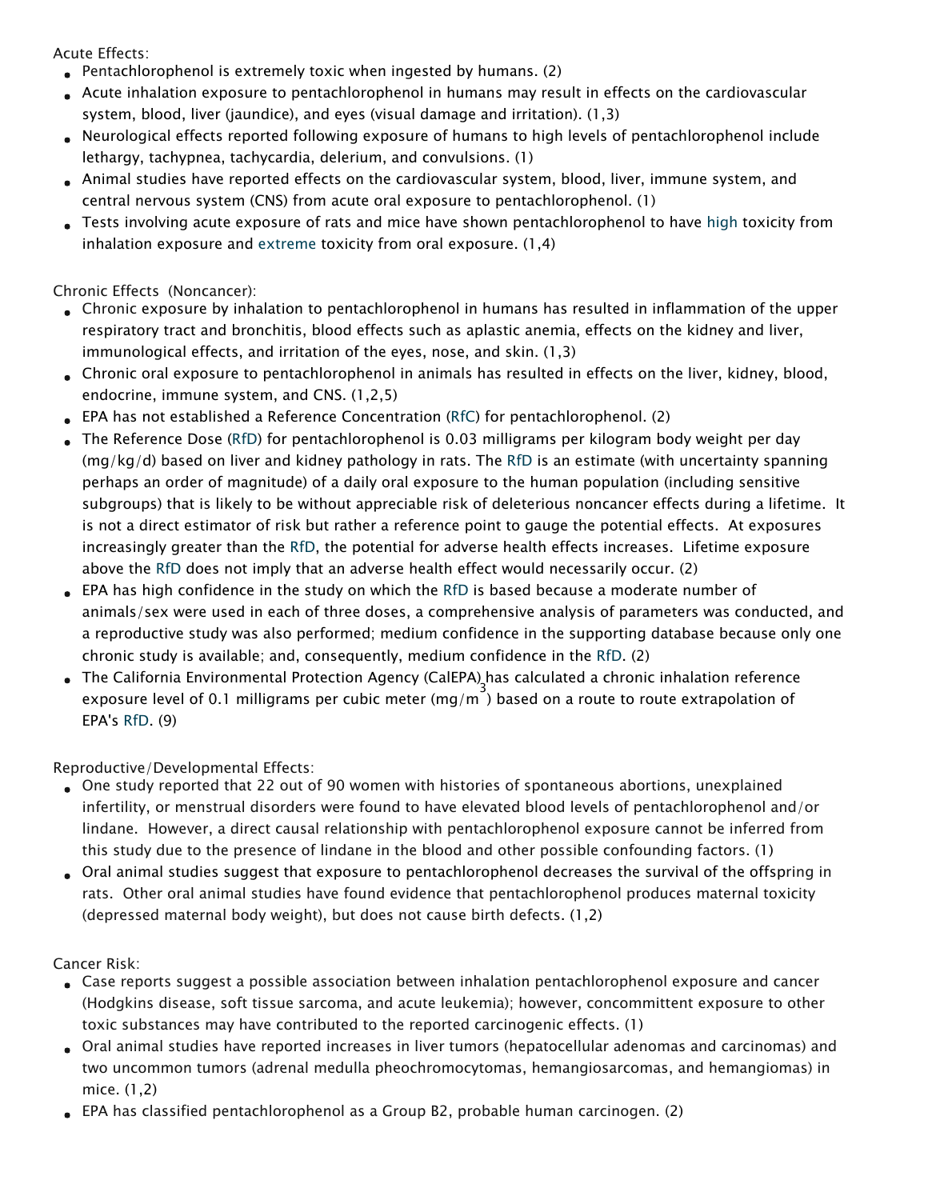Acute Effects:

- Pentachlorophenol is extremely toxic when ingested by humans. (2)
- Acute inhalation exposure to pentachlorophenol in humans may result in effects on the cardiovascular system, blood, liver (jaundice), and eyes (visual damage and irritation). (1,3)
- Neurological effects reported following exposure of humans to high levels of pentachlorophenol include lethargy, tachypnea, tachycardia, delerium, and convulsions. (1)
- Animal studies have reported effects on the cardiovascular system, blood, liver, immune system, and central nervous system (CNS) from acute oral exposure to pentachlorophenol. (1)
- Tests involving acute exposure of rats and mice have shown pentachlorophenol to have high toxicity from inhalation exposure and extreme toxicity from oral exposure. (1,4)

Chronic Effects (Noncancer):

- Chronic exposure by inhalation to pentachlorophenol in humans has resulted in inflammation of the upper respiratory tract and bronchitis, blood effects such as aplastic anemia, effects on the kidney and liver, immunological effects, and irritation of the eyes, nose, and skin. (1,3)
- Chronic oral exposure to pentachlorophenol in animals has resulted in effects on the liver, kidney, blood, endocrine, immune system, and CNS. (1,2,5)
- EPA has not established a Reference Concentration (RfC) for pentachlorophenol. (2)
- The Reference Dose (RfD) for pentachlorophenol is 0.03 milligrams per kilogram body weight per day (mg/kg/d) based on liver and kidney pathology in rats. The RfD is an estimate (with uncertainty spanning perhaps an order of magnitude) of a daily oral exposure to the human population (including sensitive subgroups) that is likely to be without appreciable risk of deleterious noncancer effects during a lifetime. It is not a direct estimator of risk but rather a reference point to gauge the potential effects. At exposures increasingly greater than the RfD, the potential for adverse health effects increases. Lifetime exposure above the RfD does not imply that an adverse health effect would necessarily occur. (2)
- EPA has high confidence in the study on which the RfD is based because a moderate number of animals/sex were used in each of three doses, a comprehensive analysis of parameters was conducted, and a reproductive study was also performed; medium confidence in the supporting database because only one chronic study is available; and, consequently, medium confidence in the RfD. (2)
- The California Environmental Protection Agency (CalEPA) has calculated a chronic inhalation reference exposure level of 0.1 milligrams per cubic meter ($mg/m^3$) based on a route to route extrapolation of EPA's RfD. (9)

Reproductive/Developmental Effects:

- One study reported that 22 out of 90 women with histories of spontaneous abortions, unexplained infertility, or menstrual disorders were found to have elevated blood levels of pentachlorophenol and/or lindane. However, a direct causal relationship with pentachlorophenol exposure cannot be inferred from this study due to the presence of lindane in the blood and other possible confounding factors. (1)
- Oral animal studies suggest that exposure to pentachlorophenol decreases the survival of the offspring in rats. Other oral animal studies have found evidence that pentachlorophenol produces maternal toxicity (depressed maternal body weight), but does not cause birth defects. (1,2)

Cancer Risk:

- Case reports suggest a possible association between inhalation pentachlorophenol exposure and cancer (Hodgkins disease, soft tissue sarcoma, and acute leukemia); however, concommittent exposure to other toxic substances may have contributed to the reported carcinogenic effects. (1)
- Oral animal studies have reported increases in liver tumors (hepatocellular adenomas and carcinomas) and two uncommon tumors (adrenal medulla pheochromocytomas, hemangiosarcomas, and hemangiomas) in mice. (1,2)
- EPA has classified pentachlorophenol as a Group B2, probable human carcinogen. (2)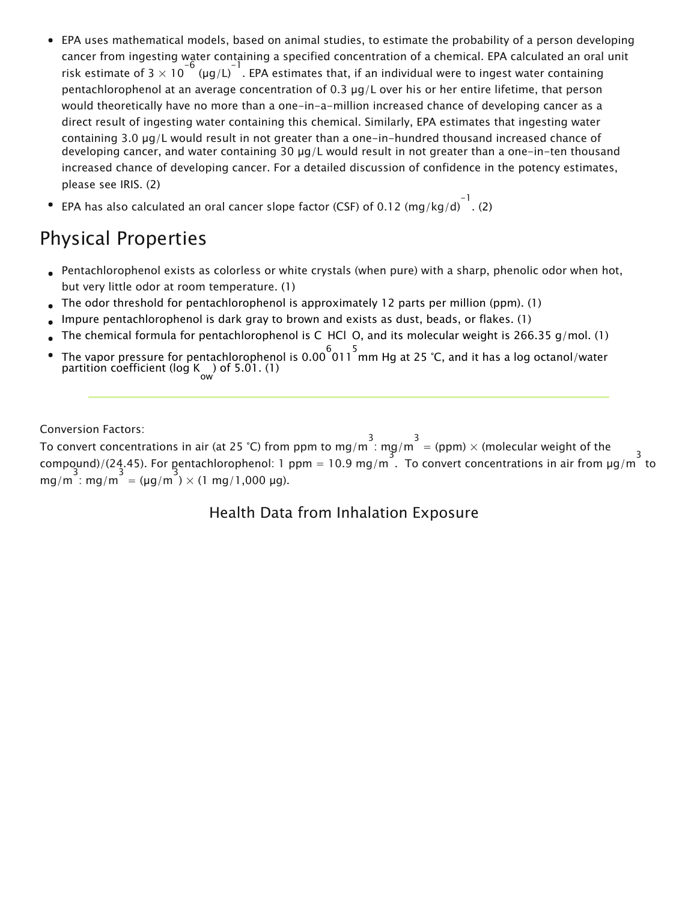- EPA uses mathematical models, based on animal studies, to estimate the probability of a person developing cancer from ingesting water containing a specified concentration of a chemical. EPA calculated an oral unit risk estimate of $3 \times 10^{-6}$ $(\mu g/L)^{-1}$. EPA estimates that, if an individual were to ingest water containing pentachlorophenol at an average concentration of 0.3 µg/L over his or her entire lifetime, that person would theoretically have no more than a one-in-a-million increased chance of developing cancer as a direct result of ingesting water containing this chemical. Similarly, EPA estimates that ingesting water containing 3.0 µg/L would result in not greater than a one-in-hundred thousand increased chance of developing cancer, and water containing 30 µg/L would result in not greater than a one-in-ten thousand increased chance of developing cancer. For a detailed discussion of confidence in the potency estimates, please see IRIS. (2)
- EPA has also calculated an oral cancer slope factor (CSF) of 0.12 $(mg/kg/d)^{-1}$. (2)

## Physical Properties

- Pentachlorophenol exists as colorless or white crystals (when pure) with a sharp, phenolic odor when hot, but very little odor at room temperature. (1)
- The odor threshold for pentachlorophenol is approximately 12 parts per million (ppm). (1)
- Impure pentachlorophenol is dark gray to brown and exists as dust, beads, or flakes. (1)
- The chemical formula for pentachlorophenol is $C_6HCl_5O$, and its molecular weight is 266.35 g/mol. (1)
- The vapor pressure for pentachlorophenol is 0.00011 mm Hg at 25 °C, and it has a log octanol/water partition coefficient (log $K_{ow}$) of 5.01. (1)

---

Conversion Factors:
To convert concentrations in air (at 25 °C) from ppm to $mg/m^3$: $mg/m^3$ = (ppm) × (molecular weight of the compound)/(24.45). For pentachlorophenol: 1 ppm = 10.9 $mg/m^3$. To convert concentrations in air from $\mu g/m^3$ to $mg/m^3$: $mg/m^3$ = $(\mu g/m^3)$ × (1 mg/1,000 µg).

### Health Data from Inhalation Exposure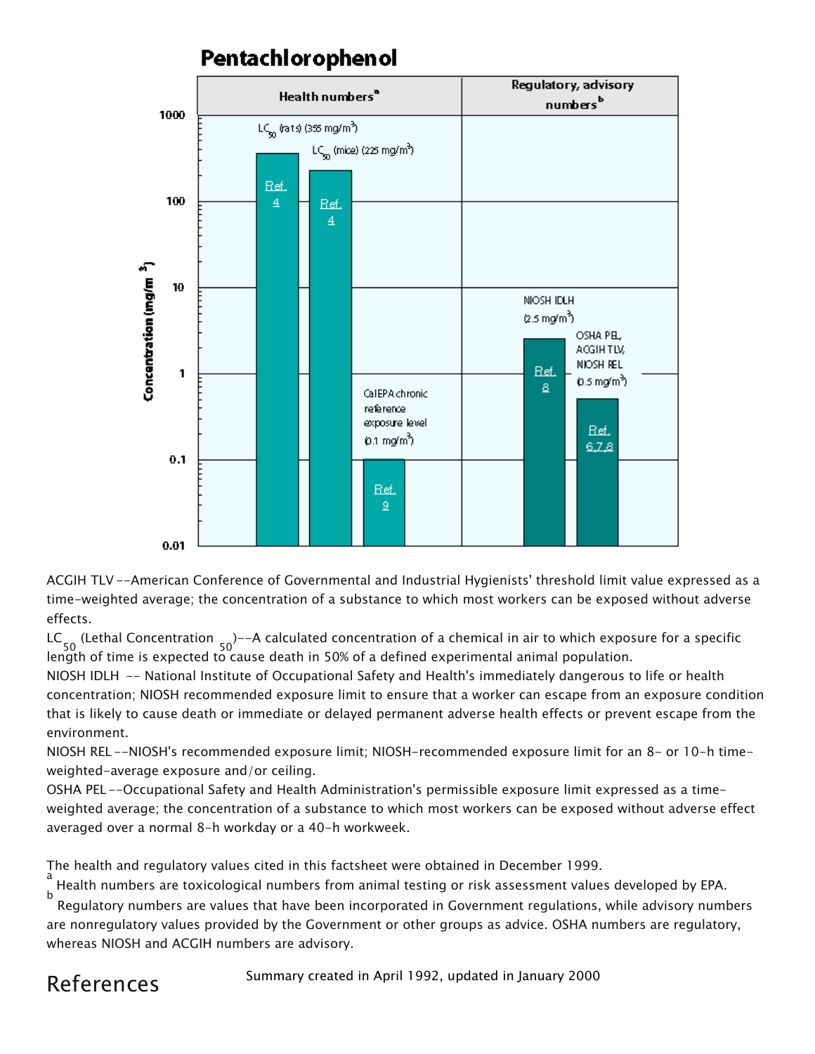## Pentachlorophenol

| | Health numbers[a] | | | Regulatory, advisory numbers[b] | |
|---|---|---|---|---|---|
| Value | $LC_{50}$ (rats) (355 mg/m$^3$) | $LC_{50}$ (mice) (225 mg/m$^3$) | CalEPA chronic reference exposure level (0.1 mg/m$^3$) | NIOSH IDLH (2.5 mg/m$^3$) | OSHA PEL, ACGIH TLV, NIOSH REL (0.5 mg/m$^3$) |
| Reference | Ref. 4 | Ref. 4 | Ref. 9 | Ref. 8 | Ref. 6,7,8 |

Concentration (mg/m$^3$)

ACGIH TLV --American Conference of Governmental and Industrial Hygienists' threshold limit value expressed as a time-weighted average; the concentration of a substance to which most workers can be exposed without adverse effects.

$LC_{50}$ (Lethal Concentration $_{50}$)--A calculated concentration of a chemical in air to which exposure for a specific length of time is expected to cause death in 50% of a defined experimental animal population.

NIOSH IDLH -- National Institute of Occupational Safety and Health's immediately dangerous to life or health concentration; NIOSH recommended exposure limit to ensure that a worker can escape from an exposure condition that is likely to cause death or immediate or delayed permanent adverse health effects or prevent escape from the environment.

NIOSH REL --NIOSH's recommended exposure limit; NIOSH-recommended exposure limit for an 8- or 10-h time-weighted-average exposure and/or ceiling.

OSHA PEL --Occupational Safety and Health Administration's permissible exposure limit expressed as a time-weighted average; the concentration of a substance to which most workers can be exposed without adverse effect averaged over a normal 8-h workday or a 40-h workweek.

The health and regulatory values cited in this factsheet were obtained in December 1999.

[a] Health numbers are toxicological numbers from animal testing or risk assessment values developed by EPA.

[b] Regulatory numbers are values that have been incorporated in Government regulations, while advisory numbers are nonregulatory values provided by the Government or other groups as advice. OSHA numbers are regulatory, whereas NIOSH and ACGIH numbers are advisory.

# References

Summary created in April 1992, updated in January 2000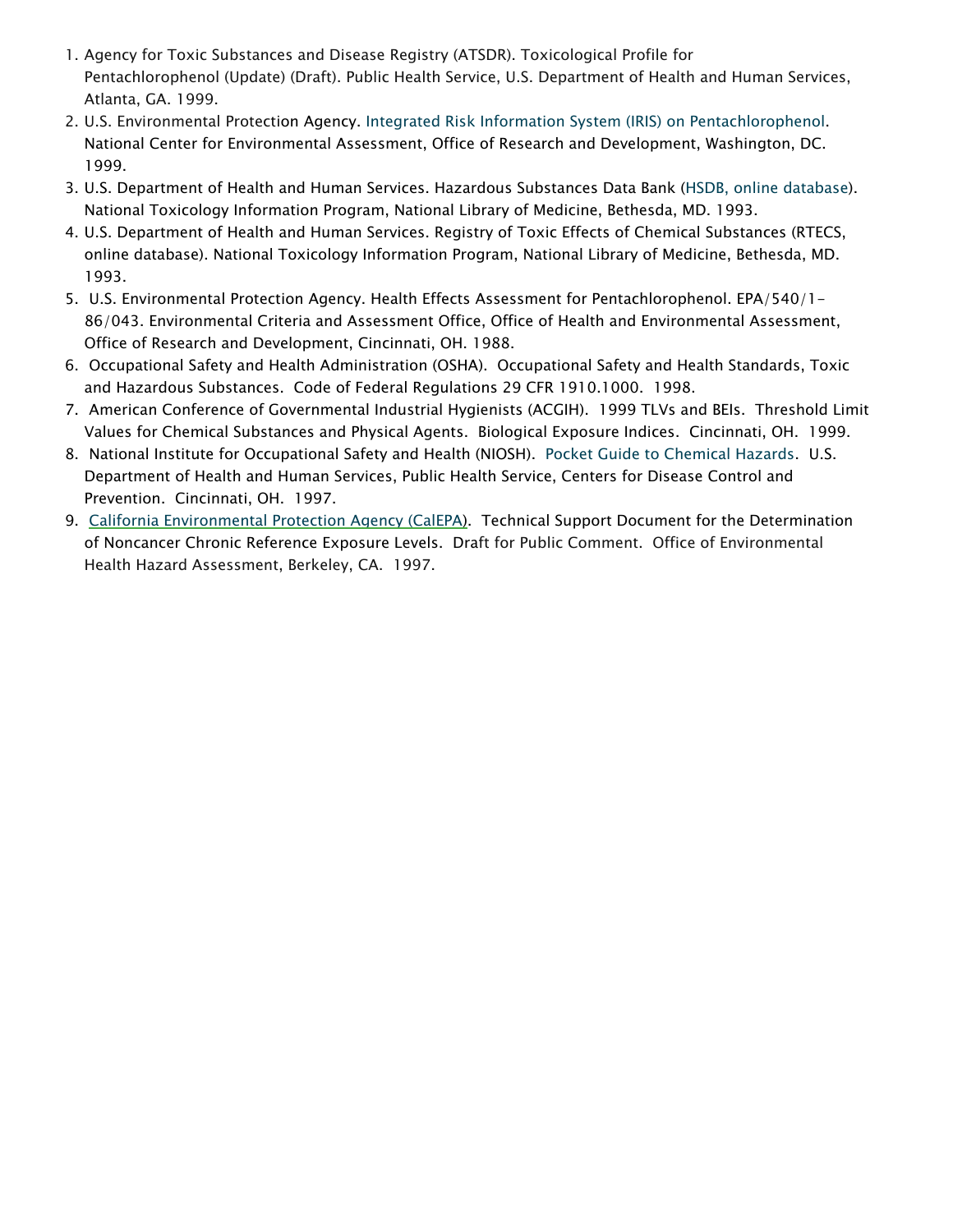1. Agency for Toxic Substances and Disease Registry (ATSDR). Toxicological Profile for Pentachlorophenol (Update) (Draft). Public Health Service, U.S. Department of Health and Human Services, Atlanta, GA. 1999.
2. U.S. Environmental Protection Agency. Integrated Risk Information System (IRIS) on Pentachlorophenol. National Center for Environmental Assessment, Office of Research and Development, Washington, DC. 1999.
3. U.S. Department of Health and Human Services. Hazardous Substances Data Bank (HSDB, online database). National Toxicology Information Program, National Library of Medicine, Bethesda, MD. 1993.
4. U.S. Department of Health and Human Services. Registry of Toxic Effects of Chemical Substances (RTECS, online database). National Toxicology Information Program, National Library of Medicine, Bethesda, MD. 1993.
5. U.S. Environmental Protection Agency. Health Effects Assessment for Pentachlorophenol. EPA/540/1-86/043. Environmental Criteria and Assessment Office, Office of Health and Environmental Assessment, Office of Research and Development, Cincinnati, OH. 1988.
6. Occupational Safety and Health Administration (OSHA). Occupational Safety and Health Standards, Toxic and Hazardous Substances. Code of Federal Regulations 29 CFR 1910.1000. 1998.
7. American Conference of Governmental Industrial Hygienists (ACGIH). 1999 TLVs and BEIs. Threshold Limit Values for Chemical Substances and Physical Agents. Biological Exposure Indices. Cincinnati, OH. 1999.
8. National Institute for Occupational Safety and Health (NIOSH). Pocket Guide to Chemical Hazards. U.S. Department of Health and Human Services, Public Health Service, Centers for Disease Control and Prevention. Cincinnati, OH. 1997.
9. California Environmental Protection Agency (CalEPA). Technical Support Document for the Determination of Noncancer Chronic Reference Exposure Levels. Draft for Public Comment. Office of Environmental Health Hazard Assessment, Berkeley, CA. 1997.